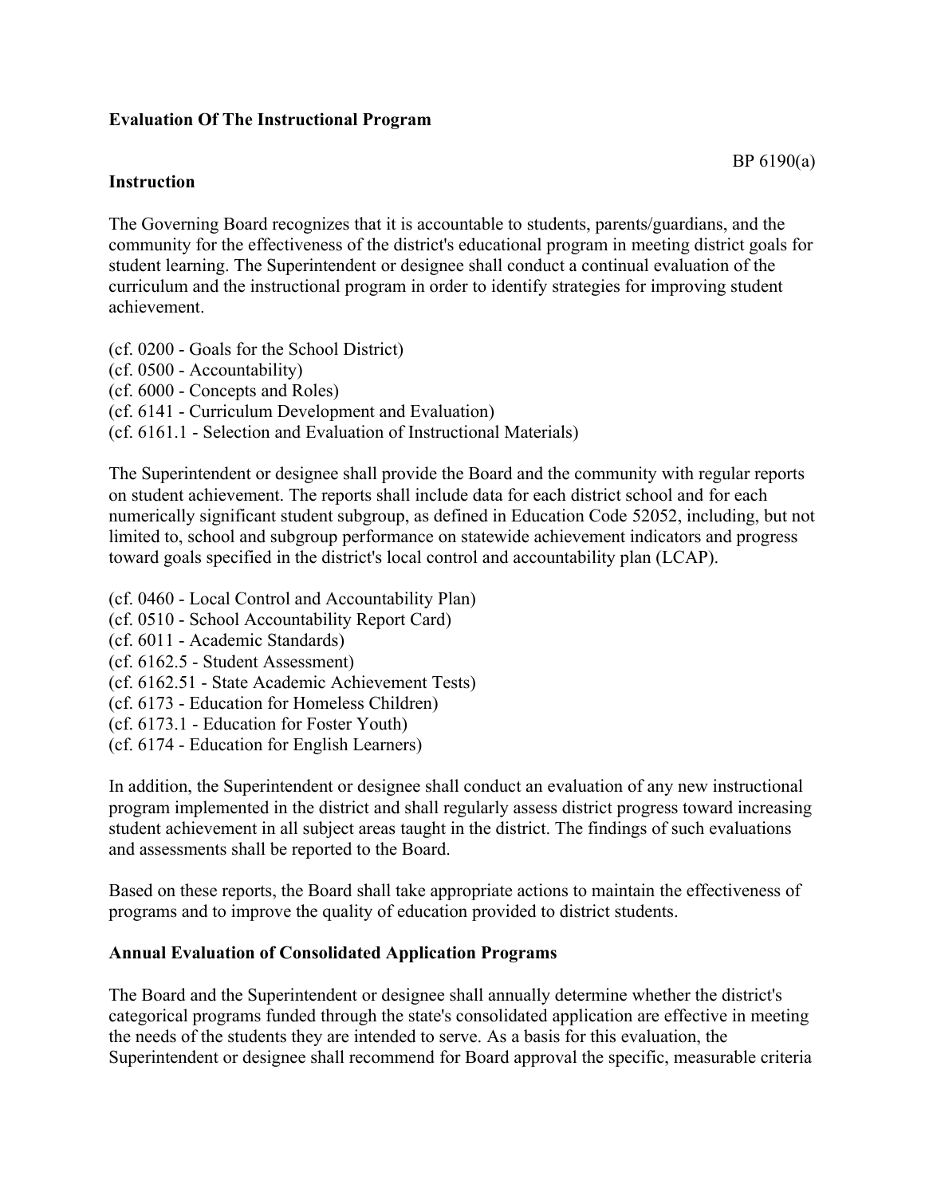**Evaluation Of The Instructional Program**

BP 6190(a)

**Instruction**

The Governing Board recognizes that it is accountable to students, parents/guardians, and the community for the effectiveness of the district's educational program in meeting district goals for student learning. The Superintendent or designee shall conduct a continual evaluation of the curriculum and the instructional program in order to identify strategies for improving student achievement.

(cf. 0200 - Goals for the School District)
(cf. 0500 - Accountability)
(cf. 6000 - Concepts and Roles)
(cf. 6141 - Curriculum Development and Evaluation)
(cf. 6161.1 - Selection and Evaluation of Instructional Materials)

The Superintendent or designee shall provide the Board and the community with regular reports on student achievement. The reports shall include data for each district school and for each numerically significant student subgroup, as defined in Education Code 52052, including, but not limited to, school and subgroup performance on statewide achievement indicators and progress toward goals specified in the district's local control and accountability plan (LCAP).

(cf. 0460 - Local Control and Accountability Plan)
(cf. 0510 - School Accountability Report Card)
(cf. 6011 - Academic Standards)
(cf. 6162.5 - Student Assessment)
(cf. 6162.51 - State Academic Achievement Tests)
(cf. 6173 - Education for Homeless Children)
(cf. 6173.1 - Education for Foster Youth)
(cf. 6174 - Education for English Learners)

In addition, the Superintendent or designee shall conduct an evaluation of any new instructional program implemented in the district and shall regularly assess district progress toward increasing student achievement in all subject areas taught in the district. The findings of such evaluations and assessments shall be reported to the Board.

Based on these reports, the Board shall take appropriate actions to maintain the effectiveness of programs and to improve the quality of education provided to district students.

**Annual Evaluation of Consolidated Application Programs**

The Board and the Superintendent or designee shall annually determine whether the district's categorical programs funded through the state's consolidated application are effective in meeting the needs of the students they are intended to serve. As a basis for this evaluation, the Superintendent or designee shall recommend for Board approval the specific, measurable criteria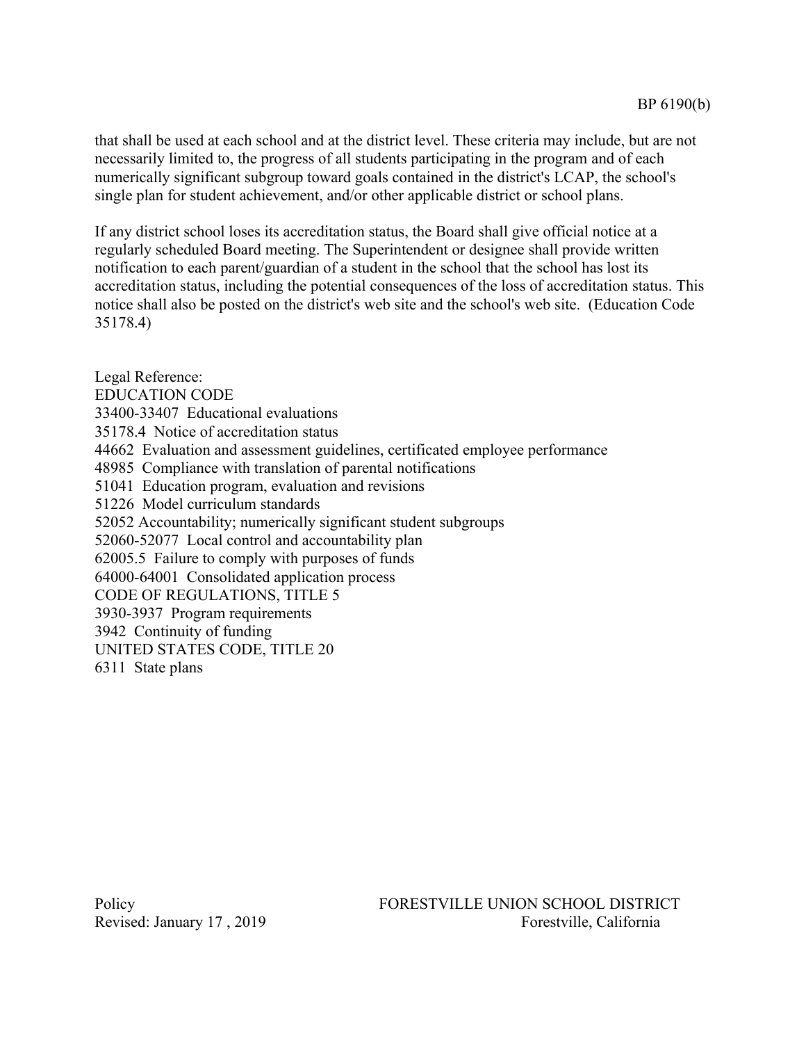that shall be used at each school and at the district level. These criteria may include, but are not necessarily limited to, the progress of all students participating in the program and of each numerically significant subgroup toward goals contained in the district's LCAP, the school's single plan for student achievement, and/or other applicable district or school plans.

If any district school loses its accreditation status, the Board shall give official notice at a regularly scheduled Board meeting. The Superintendent or designee shall provide written notification to each parent/guardian of a student in the school that the school has lost its accreditation status, including the potential consequences of the loss of accreditation status. This notice shall also be posted on the district's web site and the school's web site. (Education Code 35178.4)

Legal Reference:

EDUCATION CODE

33400-33407 Educational evaluations

35178.4 Notice of accreditation status

44662 Evaluation and assessment guidelines, certificated employee performance

48985 Compliance with translation of parental notifications

51041 Education program, evaluation and revisions

51226 Model curriculum standards

52052 Accountability; numerically significant student subgroups

52060-52077 Local control and accountability plan

62005.5 Failure to comply with purposes of funds

64000-64001 Consolidated application process

CODE OF REGULATIONS, TITLE 5

3930-3937 Program requirements

3942 Continuity of funding

UNITED STATES CODE, TITLE 20

6311 State plans

Policy
Revised: January 17 , 2019

FORESTVILLE UNION SCHOOL DISTRICT
Forestville, California